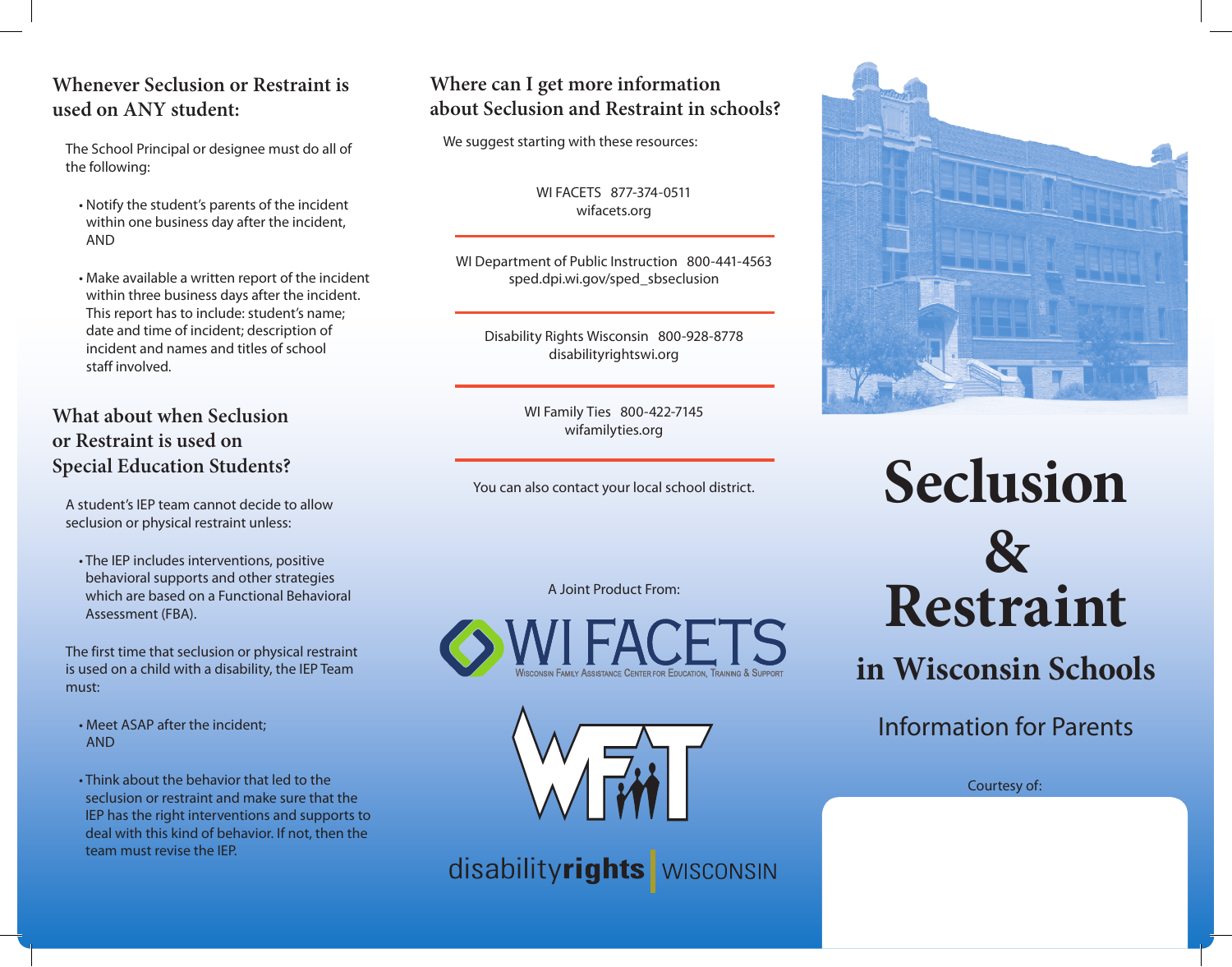## Whenever Seclusion or Restraint is used on ANY student:

The School Principal or designee must do all of the following:

- Notify the student's parents of the incident within one business day after the incident, AND
- Make available a written report of the incident within three business days after the incident. This report has to include: student's name; date and time of incident; description of incident and names and titles of school staff involved.

## What about when Seclusion or Restraint is used on Special Education Students?

A student's IEP team cannot decide to allow seclusion or physical restraint unless:

- The IEP includes interventions, positive behavioral supports and other strategies which are based on a Functional Behavioral Assessment (FBA).

The first time that seclusion or physical restraint is used on a child with a disability, the IEP Team must:

- Meet ASAP after the incident; AND
- Think about the behavior that led to the seclusion or restraint and make sure that the IEP has the right interventions and supports to deal with this kind of behavior. If not, then the team must revise the IEP.

## Where can I get more information about Seclusion and Restraint in schools?

We suggest starting with these resources:

WI FACETS 877-374-0511
wifacets.org

WI Department of Public Instruction 800-441-4563
sped.dpi.wi.gov/sped_sbseclusion

Disability Rights Wisconsin 800-928-8778
disabilityrightswi.org

WI Family Ties 800-422-7145
wifamilyties.org

You can also contact your local school district.

A Joint Product From:

WI FACETS — Wisconsin Family Assistance Center for Education, Training & Support

WFT

disability**rights** WISCONSIN

# Seclusion & Restraint

## in Wisconsin Schools

### Information for Parents

Courtesy of: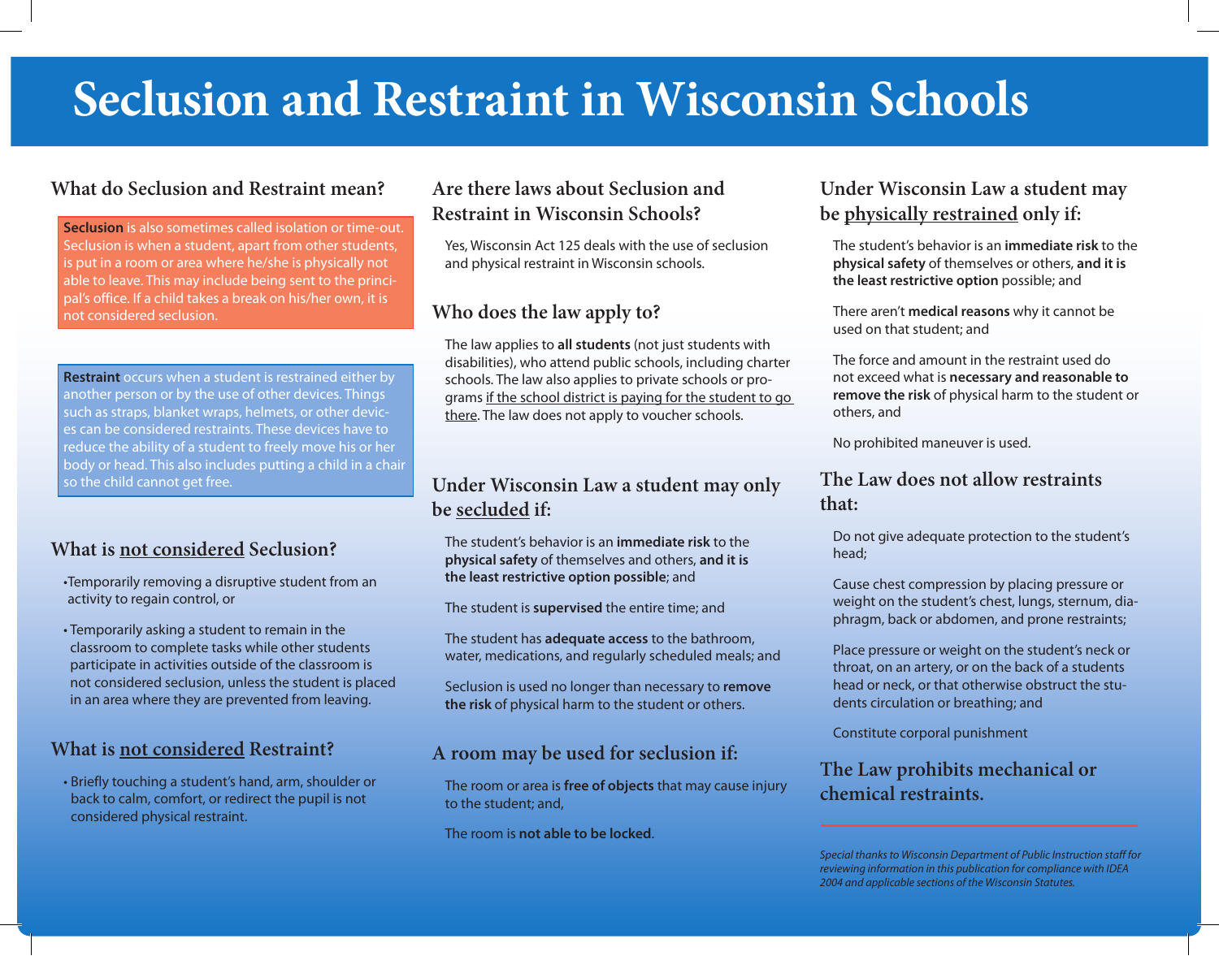# Seclusion and Restraint in Wisconsin Schools

## What do Seclusion and Restraint mean?

**Seclusion** is also sometimes called isolation or time-out. Seclusion is when a student, apart from other students, is put in a room or area where he/she is physically not able to leave. This may include being sent to the principal's office. If a child takes a break on his/her own, it is not considered seclusion.

**Restraint** occurs when a student is restrained either by another person or by the use of other devices. Things such as straps, blanket wraps, helmets, or other devices can be considered restraints. These devices have to reduce the ability of a student to freely move his or her body or head. This also includes putting a child in a chair so the child cannot get free.

## What is <u>not considered</u> Seclusion?

- Temporarily removing a disruptive student from an activity to regain control, or
- Temporarily asking a student to remain in the classroom to complete tasks while other students participate in activities outside of the classroom is not considered seclusion, unless the student is placed in an area where they are prevented from leaving.

## What is <u>not considered</u> Restraint?

- Briefly touching a student's hand, arm, shoulder or back to calm, comfort, or redirect the pupil is not considered physical restraint.

## Are there laws about Seclusion and Restraint in Wisconsin Schools?

Yes, Wisconsin Act 125 deals with the use of seclusion and physical restraint in Wisconsin schools.

## Who does the law apply to?

The law applies to **all students** (not just students with disabilities), who attend public schools, including charter schools. The law also applies to private schools or programs <u>if the school district is paying for the student to go there</u>. The law does not apply to voucher schools.

## Under Wisconsin Law a student may only be <u>secluded</u> if:

The student's behavior is an **immediate risk** to the **physical safety** of themselves and others, **and it is the least restrictive option possible**; and

The student is **supervised** the entire time; and

The student has **adequate access** to the bathroom, water, medications, and regularly scheduled meals; and

Seclusion is used no longer than necessary to **remove the risk** of physical harm to the student or others.

## A room may be used for seclusion if:

The room or area is **free of objects** that may cause injury to the student; and,

The room is **not able to be locked**.

## Under Wisconsin Law a student may be <u>physically restrained</u> only if:

The student's behavior is an **immediate risk** to the **physical safety** of themselves or others, **and it is the least restrictive option** possible; and

There aren't **medical reasons** why it cannot be used on that student; and

The force and amount in the restraint used do not exceed what is **necessary and reasonable to remove the risk** of physical harm to the student or others, and

No prohibited maneuver is used.

## The Law does not allow restraints that:

Do not give adequate protection to the student's head;

Cause chest compression by placing pressure or weight on the student's chest, lungs, sternum, diaphragm, back or abdomen, and prone restraints;

Place pressure or weight on the student's neck or throat, on an artery, or on the back of a students head or neck, or that otherwise obstruct the students circulation or breathing; and

Constitute corporal punishment

## The Law prohibits mechanical or chemical restraints.

---

*Special thanks to Wisconsin Department of Public Instruction staff for reviewing information in this publication for compliance with IDEA 2004 and applicable sections of the Wisconsin Statutes.*